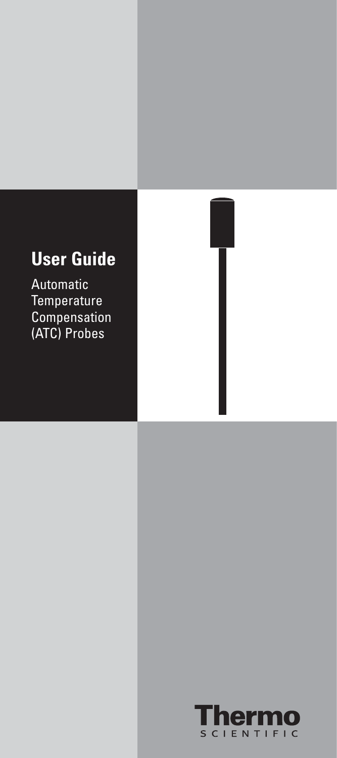# User Guide

Automatic Temperature Compensation (ATC) Probes

Thermo
SCIENTIFIC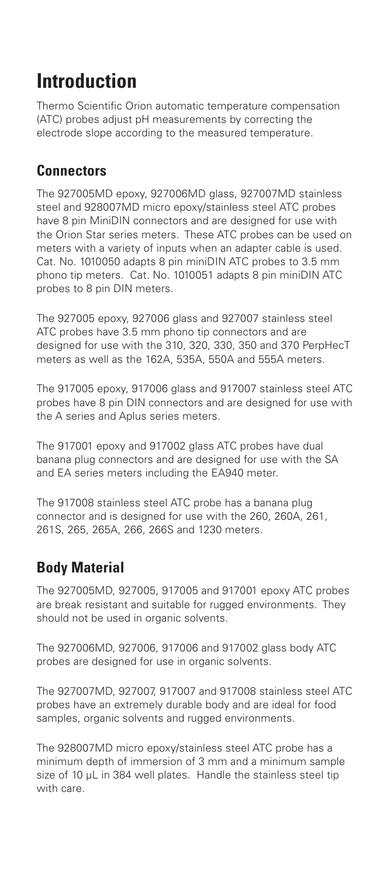# Introduction

Thermo Scientific Orion automatic temperature compensation (ATC) probes adjust pH measurements by correcting the electrode slope according to the measured temperature.

## Connectors

The 927005MD epoxy, 927006MD glass, 927007MD stainless steel and 928007MD micro epoxy/stainless steel ATC probes have 8 pin MiniDIN connectors and are designed for use with the Orion Star series meters. These ATC probes can be used on meters with a variety of inputs when an adapter cable is used. Cat. No. 1010050 adapts 8 pin miniDIN ATC probes to 3.5 mm phono tip meters. Cat. No. 1010051 adapts 8 pin miniDIN ATC probes to 8 pin DIN meters.

The 927005 epoxy, 927006 glass and 927007 stainless steel ATC probes have 3.5 mm phono tip connectors and are designed for use with the 310, 320, 330, 350 and 370 PerpHecT meters as well as the 162A, 535A, 550A and 555A meters.

The 917005 epoxy, 917006 glass and 917007 stainless steel ATC probes have 8 pin DIN connectors and are designed for use with the A series and Aplus series meters.

The 917001 epoxy and 917002 glass ATC probes have dual banana plug connectors and are designed for use with the SA and EA series meters including the EA940 meter.

The 917008 stainless steel ATC probe has a banana plug connector and is designed for use with the 260, 260A, 261, 261S, 265, 265A, 266, 266S and 1230 meters.

## Body Material

The 927005MD, 927005, 917005 and 917001 epoxy ATC probes are break resistant and suitable for rugged environments. They should not be used in organic solvents.

The 927006MD, 927006, 917006 and 917002 glass body ATC probes are designed for use in organic solvents.

The 927007MD, 927007, 917007 and 917008 stainless steel ATC probes have an extremely durable body and are ideal for food samples, organic solvents and rugged environments.

The 928007MD micro epoxy/stainless steel ATC probe has a minimum depth of immersion of 3 mm and a minimum sample size of 10 µL in 384 well plates. Handle the stainless steel tip with care.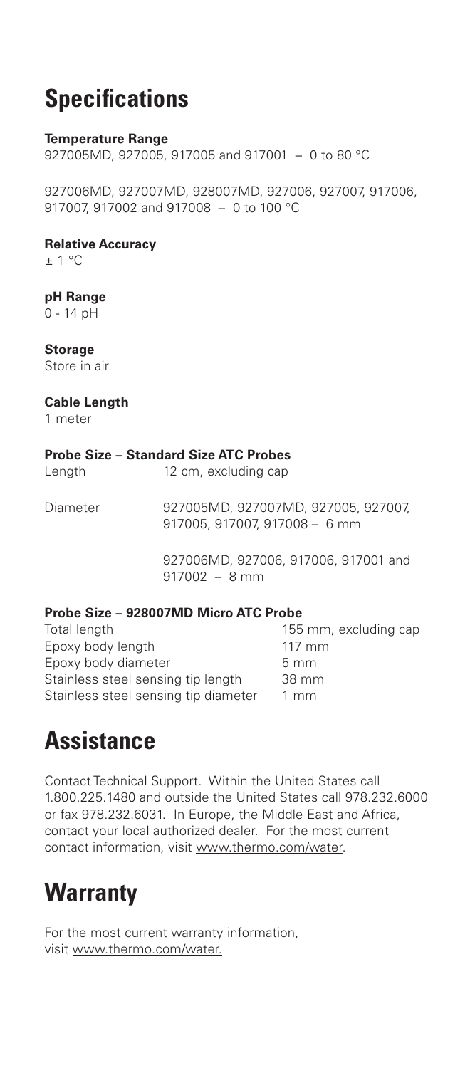# Specifications

**Temperature Range**

927005MD, 927005, 917005 and 917001 – 0 to 80 °C

927006MD, 927007MD, 928007MD, 927006, 927007, 917006, 917007, 917002 and 917008 – 0 to 100 °C

**Relative Accuracy**

± 1 °C

**pH Range**

0 - 14 pH

**Storage**

Store in air

**Cable Length**

1 meter

**Probe Size – Standard Size ATC Probes**

| | |
|---|---|
| Length | 12 cm, excluding cap |
| Diameter | 927005MD, 927007MD, 927005, 927007, 917005, 917007, 917008 – 6 mm |
| | 927006MD, 927006, 917006, 917001 and 917002 – 8 mm |

**Probe Size – 928007MD Micro ATC Probe**

| | |
|---|---|
| Total length | 155 mm, excluding cap |
| Epoxy body length | 117 mm |
| Epoxy body diameter | 5 mm |
| Stainless steel sensing tip length | 38 mm |
| Stainless steel sensing tip diameter | 1 mm |

# Assistance

Contact Technical Support. Within the United States call 1.800.225.1480 and outside the United States call 978.232.6000 or fax 978.232.6031. In Europe, the Middle East and Africa, contact your local authorized dealer. For the most current contact information, visit www.thermo.com/water.

# Warranty

For the most current warranty information, visit www.thermo.com/water.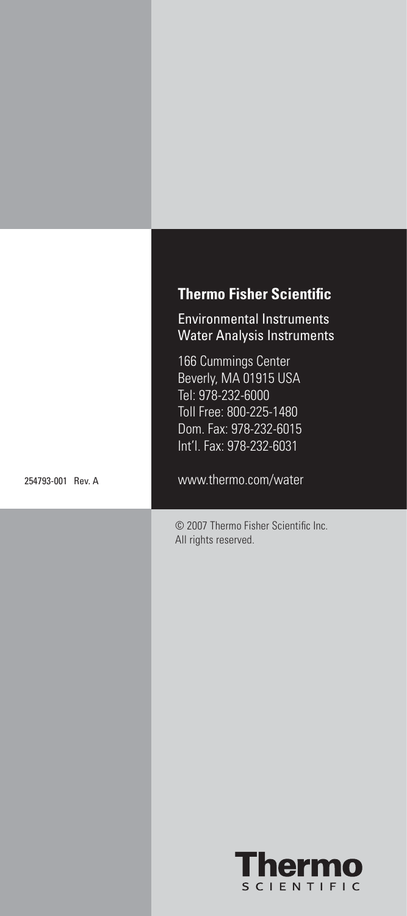**Thermo Fisher Scientific**

Environmental Instruments
Water Analysis Instruments

166 Cummings Center
Beverly, MA 01915 USA
Tel: 978-232-6000
Toll Free: 800-225-1480
Dom. Fax: 978-232-6015
Int'l. Fax: 978-232-6031

254793-001 Rev. A

www.thermo.com/water

© 2007 Thermo Fisher Scientific Inc.
All rights reserved.

Thermo
SCIENTIFIC